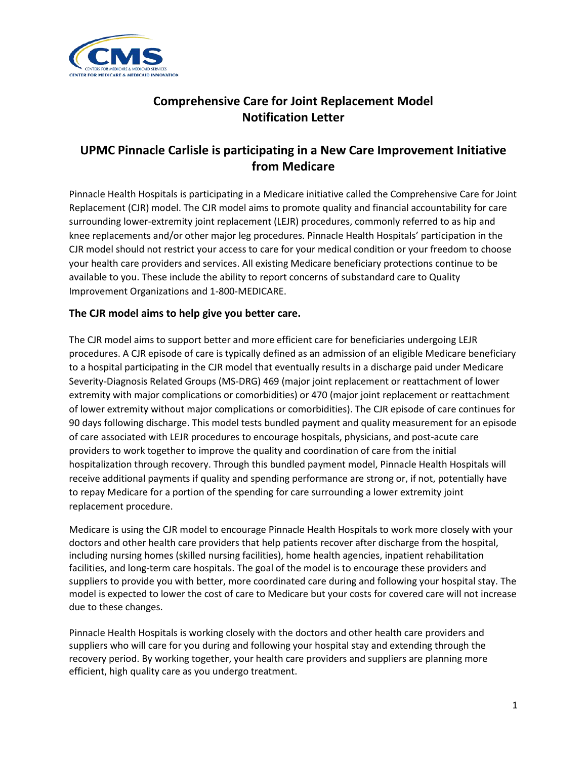# Comprehensive Care for Joint Replacement Model Notification Letter

## UPMC Pinnacle Carlisle is participating in a New Care Improvement Initiative from Medicare

Pinnacle Health Hospitals is participating in a Medicare initiative called the Comprehensive Care for Joint Replacement (CJR) model. The CJR model aims to promote quality and financial accountability for care surrounding lower-extremity joint replacement (LEJR) procedures, commonly referred to as hip and knee replacements and/or other major leg procedures. Pinnacle Health Hospitals' participation in the CJR model should not restrict your access to care for your medical condition or your freedom to choose your health care providers and services. All existing Medicare beneficiary protections continue to be available to you. These include the ability to report concerns of substandard care to Quality Improvement Organizations and 1-800-MEDICARE.

### The CJR model aims to help give you better care.

The CJR model aims to support better and more efficient care for beneficiaries undergoing LEJR procedures. A CJR episode of care is typically defined as an admission of an eligible Medicare beneficiary to a hospital participating in the CJR model that eventually results in a discharge paid under Medicare Severity-Diagnosis Related Groups (MS-DRG) 469 (major joint replacement or reattachment of lower extremity with major complications or comorbidities) or 470 (major joint replacement or reattachment of lower extremity without major complications or comorbidities). The CJR episode of care continues for 90 days following discharge. This model tests bundled payment and quality measurement for an episode of care associated with LEJR procedures to encourage hospitals, physicians, and post-acute care providers to work together to improve the quality and coordination of care from the initial hospitalization through recovery. Through this bundled payment model, Pinnacle Health Hospitals will receive additional payments if quality and spending performance are strong or, if not, potentially have to repay Medicare for a portion of the spending for care surrounding a lower extremity joint replacement procedure.

Medicare is using the CJR model to encourage Pinnacle Health Hospitals to work more closely with your doctors and other health care providers that help patients recover after discharge from the hospital, including nursing homes (skilled nursing facilities), home health agencies, inpatient rehabilitation facilities, and long-term care hospitals. The goal of the model is to encourage these providers and suppliers to provide you with better, more coordinated care during and following your hospital stay. The model is expected to lower the cost of care to Medicare but your costs for covered care will not increase due to these changes.

Pinnacle Health Hospitals is working closely with the doctors and other health care providers and suppliers who will care for you during and following your hospital stay and extending through the recovery period. By working together, your health care providers and suppliers are planning more efficient, high quality care as you undergo treatment.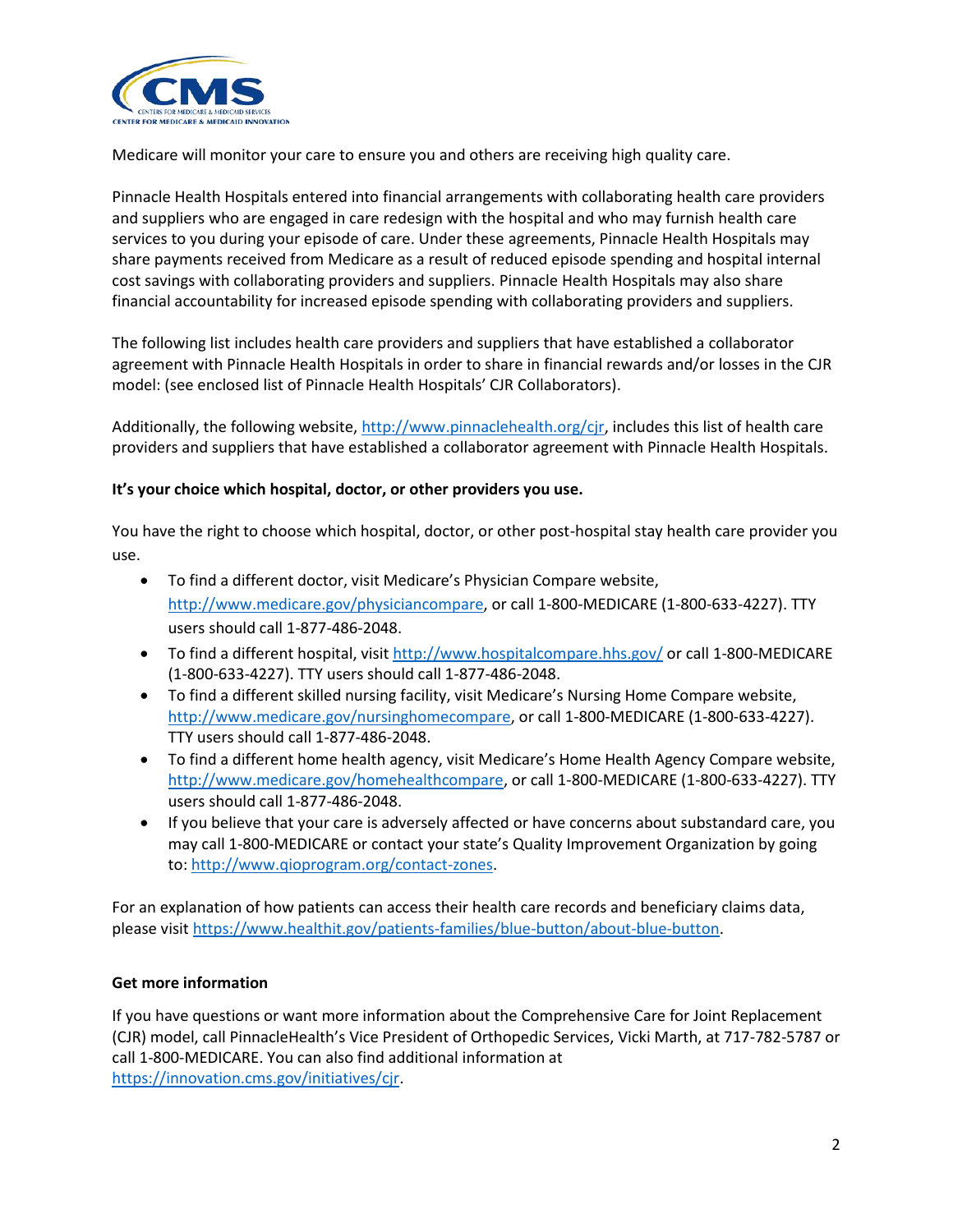Medicare will monitor your care to ensure you and others are receiving high quality care.

Pinnacle Health Hospitals entered into financial arrangements with collaborating health care providers and suppliers who are engaged in care redesign with the hospital and who may furnish health care services to you during your episode of care. Under these agreements, Pinnacle Health Hospitals may share payments received from Medicare as a result of reduced episode spending and hospital internal cost savings with collaborating providers and suppliers. Pinnacle Health Hospitals may also share financial accountability for increased episode spending with collaborating providers and suppliers.

The following list includes health care providers and suppliers that have established a collaborator agreement with Pinnacle Health Hospitals in order to share in financial rewards and/or losses in the CJR model: (see enclosed list of Pinnacle Health Hospitals' CJR Collaborators).

Additionally, the following website, http://www.pinnaclehealth.org/cjr, includes this list of health care providers and suppliers that have established a collaborator agreement with Pinnacle Health Hospitals.

**It's your choice which hospital, doctor, or other providers you use.**

You have the right to choose which hospital, doctor, or other post-hospital stay health care provider you use.

- To find a different doctor, visit Medicare's Physician Compare website, http://www.medicare.gov/physiciancompare, or call 1-800-MEDICARE (1-800-633-4227). TTY users should call 1-877-486-2048.
- To find a different hospital, visit http://www.hospitalcompare.hhs.gov/ or call 1-800-MEDICARE (1-800-633-4227). TTY users should call 1-877-486-2048.
- To find a different skilled nursing facility, visit Medicare's Nursing Home Compare website, http://www.medicare.gov/nursinghomecompare, or call 1-800-MEDICARE (1-800-633-4227). TTY users should call 1-877-486-2048.
- To find a different home health agency, visit Medicare's Home Health Agency Compare website, http://www.medicare.gov/homehealthcompare, or call 1-800-MEDICARE (1-800-633-4227). TTY users should call 1-877-486-2048.
- If you believe that your care is adversely affected or have concerns about substandard care, you may call 1-800-MEDICARE or contact your state's Quality Improvement Organization by going to: http://www.qioprogram.org/contact-zones.

For an explanation of how patients can access their health care records and beneficiary claims data, please visit https://www.healthit.gov/patients-families/blue-button/about-blue-button.

**Get more information**

If you have questions or want more information about the Comprehensive Care for Joint Replacement (CJR) model, call PinnacleHealth's Vice President of Orthopedic Services, Vicki Marth, at 717-782-5787 or call 1-800-MEDICARE. You can also find additional information at https://innovation.cms.gov/initiatives/cjr.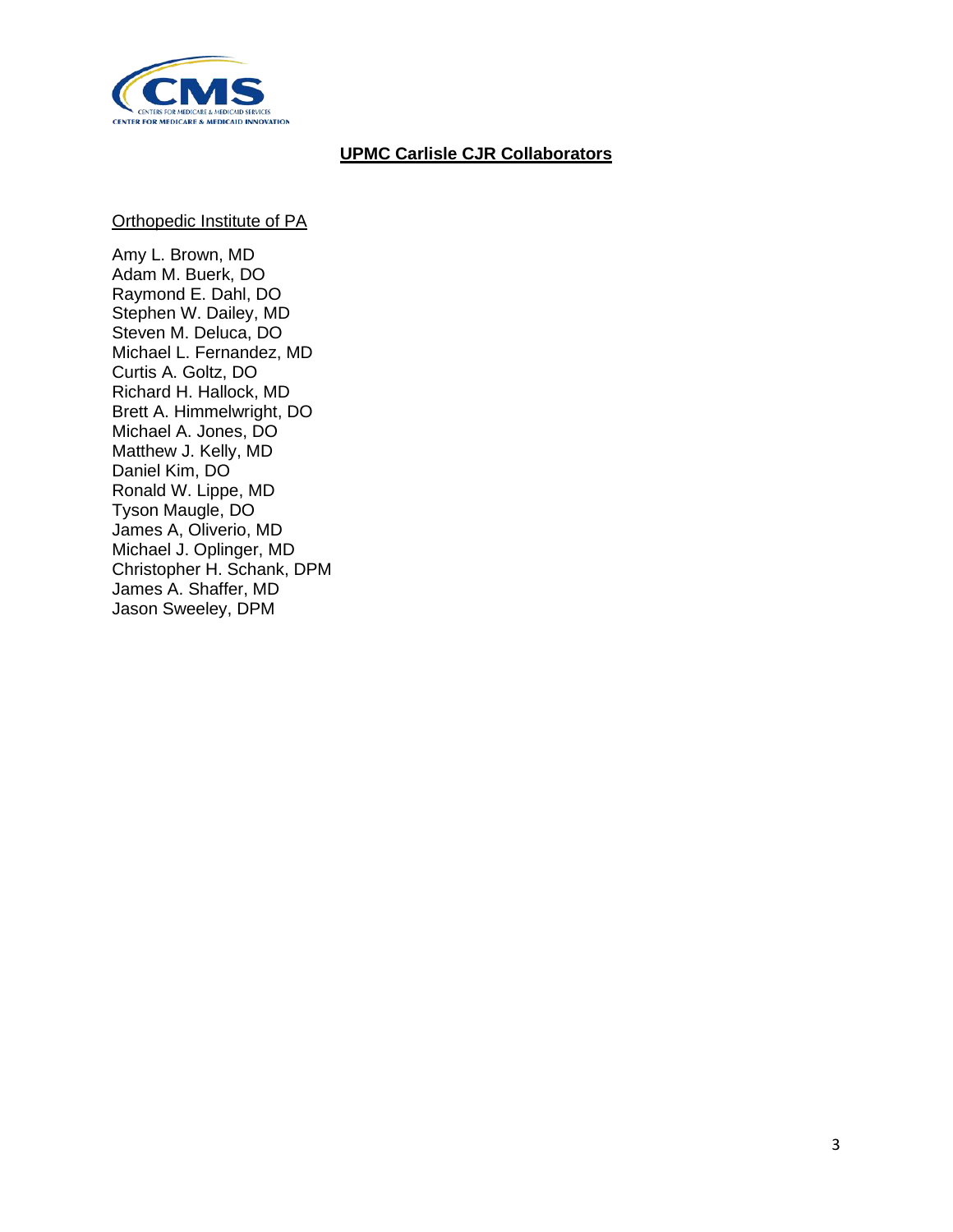## **UPMC Carlisle CJR Collaborators**

Orthopedic Institute of PA

Amy L. Brown, MD
Adam M. Buerk, DO
Raymond E. Dahl, DO
Stephen W. Dailey, MD
Steven M. Deluca, DO
Michael L. Fernandez, MD
Curtis A. Goltz, DO
Richard H. Hallock, MD
Brett A. Himmelwright, DO
Michael A. Jones, DO
Matthew J. Kelly, MD
Daniel Kim, DO
Ronald W. Lippe, MD
Tyson Maugle, DO
James A, Oliverio, MD
Michael J. Oplinger, MD
Christopher H. Schank, DPM
James A. Shaffer, MD
Jason Sweeley, DPM